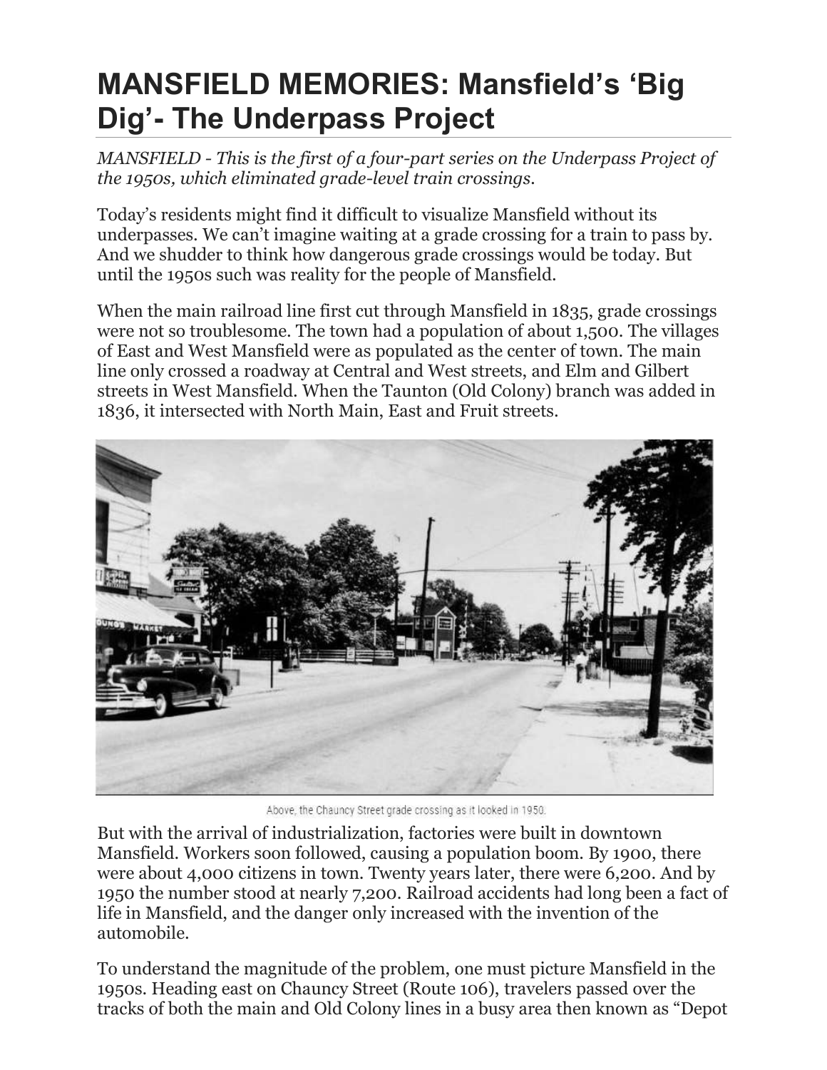# MANSFIELD MEMORIES: Mansfield's 'Big Dig'- The Underpass Project

*MANSFIELD - This is the first of a four-part series on the Underpass Project of the 1950s, which eliminated grade-level train crossings.*

Today's residents might find it difficult to visualize Mansfield without its underpasses. We can't imagine waiting at a grade crossing for a train to pass by. And we shudder to think how dangerous grade crossings would be today. But until the 1950s such was reality for the people of Mansfield.

When the main railroad line first cut through Mansfield in 1835, grade crossings were not so troublesome. The town had a population of about 1,500. The villages of East and West Mansfield were as populated as the center of town. The main line only crossed a roadway at Central and West streets, and Elm and Gilbert streets in West Mansfield. When the Taunton (Old Colony) branch was added in 1836, it intersected with North Main, East and Fruit streets.

Above, the Chauncy Street grade crossing as it looked in 1950.

But with the arrival of industrialization, factories were built in downtown Mansfield. Workers soon followed, causing a population boom. By 1900, there were about 4,000 citizens in town. Twenty years later, there were 6,200. And by 1950 the number stood at nearly 7,200. Railroad accidents had long been a fact of life in Mansfield, and the danger only increased with the invention of the automobile.

To understand the magnitude of the problem, one must picture Mansfield in the 1950s. Heading east on Chauncy Street (Route 106), travelers passed over the tracks of both the main and Old Colony lines in a busy area then known as "Depot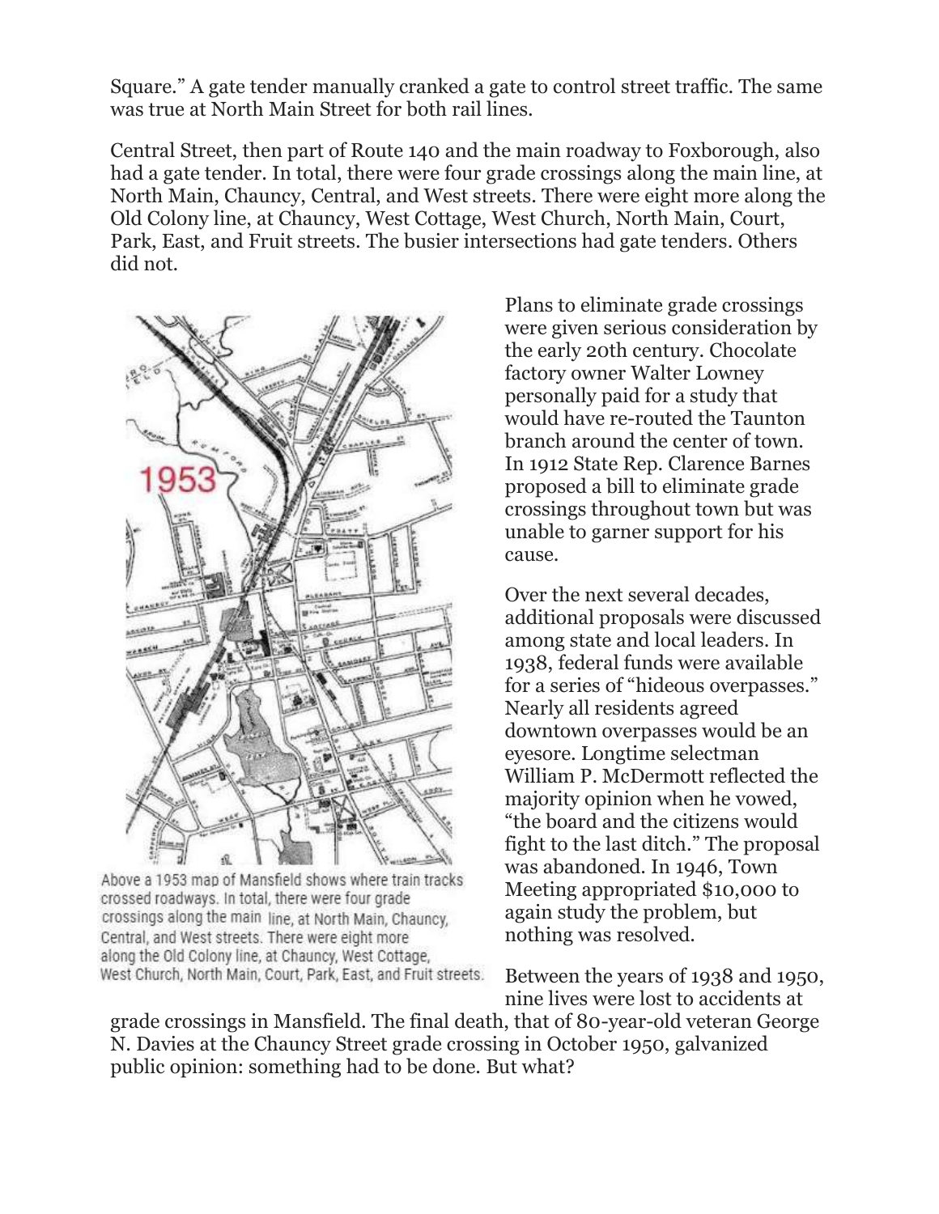Square." A gate tender manually cranked a gate to control street traffic. The same was true at North Main Street for both rail lines.

Central Street, then part of Route 140 and the main roadway to Foxborough, also had a gate tender. In total, there were four grade crossings along the main line, at North Main, Chauncy, Central, and West streets. There were eight more along the Old Colony line, at Chauncy, West Cottage, West Church, North Main, Court, Park, East, and Fruit streets. The busier intersections had gate tenders. Others did not.

Above a 1953 map of Mansfield shows where train tracks crossed roadways. In total, there were four grade crossings along the main line, at North Main, Chauncy, Central, and West streets. There were eight more along the Old Colony line, at Chauncy, West Cottage, West Church, North Main, Court, Park, East, and Fruit streets.

Plans to eliminate grade crossings were given serious consideration by the early 20th century. Chocolate factory owner Walter Lowney personally paid for a study that would have re-routed the Taunton branch around the center of town. In 1912 State Rep. Clarence Barnes proposed a bill to eliminate grade crossings throughout town but was unable to garner support for his cause.

Over the next several decades, additional proposals were discussed among state and local leaders. In 1938, federal funds were available for a series of "hideous overpasses." Nearly all residents agreed downtown overpasses would be an eyesore. Longtime selectman William P. McDermott reflected the majority opinion when he vowed, "the board and the citizens would fight to the last ditch." The proposal was abandoned. In 1946, Town Meeting appropriated $10,000 to again study the problem, but nothing was resolved.

Between the years of 1938 and 1950, nine lives were lost to accidents at grade crossings in Mansfield. The final death, that of 80-year-old veteran George N. Davies at the Chauncy Street grade crossing in October 1950, galvanized public opinion: something had to be done. But what?